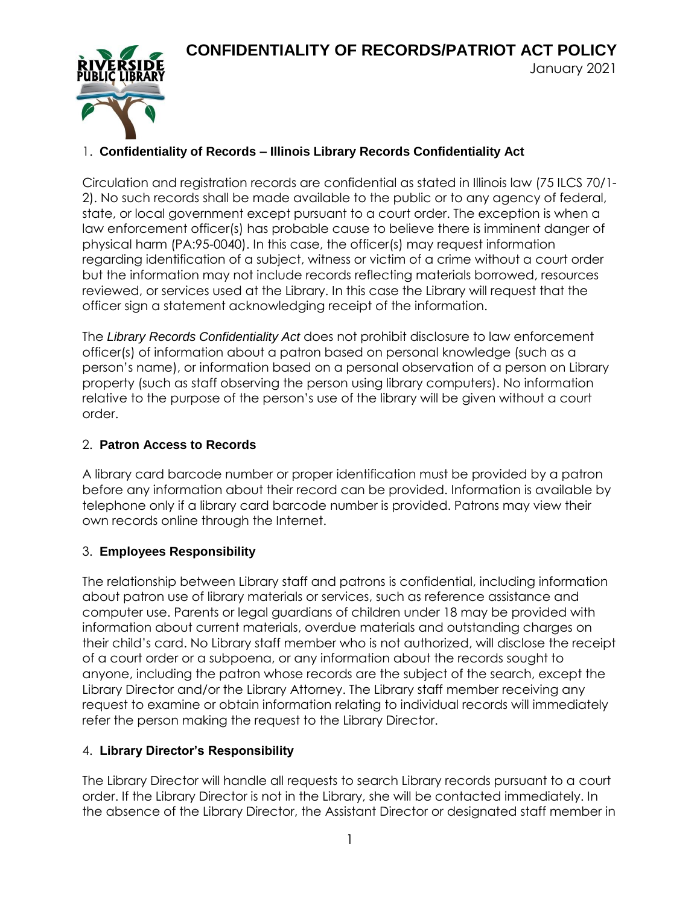# CONFIDENTIALITY OF RECORDS/PATRIOT ACT POLICY

January 2021

## 1. Confidentiality of Records – Illinois Library Records Confidentiality Act

Circulation and registration records are confidential as stated in Illinois law (75 ILCS 70/1-2). No such records shall be made available to the public or to any agency of federal, state, or local government except pursuant to a court order. The exception is when a law enforcement officer(s) has probable cause to believe there is imminent danger of physical harm (PA:95-0040). In this case, the officer(s) may request information regarding identification of a subject, witness or victim of a crime without a court order but the information may not include records reflecting materials borrowed, resources reviewed, or services used at the Library. In this case the Library will request that the officer sign a statement acknowledging receipt of the information.

The *Library Records Confidentiality Act* does not prohibit disclosure to law enforcement officer(s) of information about a patron based on personal knowledge (such as a person's name), or information based on a personal observation of a person on Library property (such as staff observing the person using library computers). No information relative to the purpose of the person's use of the library will be given without a court order.

## 2. Patron Access to Records

A library card barcode number or proper identification must be provided by a patron before any information about their record can be provided. Information is available by telephone only if a library card barcode number is provided. Patrons may view their own records online through the Internet.

## 3. Employees Responsibility

The relationship between Library staff and patrons is confidential, including information about patron use of library materials or services, such as reference assistance and computer use. Parents or legal guardians of children under 18 may be provided with information about current materials, overdue materials and outstanding charges on their child's card. No Library staff member who is not authorized, will disclose the receipt of a court order or a subpoena, or any information about the records sought to anyone, including the patron whose records are the subject of the search, except the Library Director and/or the Library Attorney. The Library staff member receiving any request to examine or obtain information relating to individual records will immediately refer the person making the request to the Library Director.

## 4. Library Director's Responsibility

The Library Director will handle all requests to search Library records pursuant to a court order. If the Library Director is not in the Library, she will be contacted immediately. In the absence of the Library Director, the Assistant Director or designated staff member in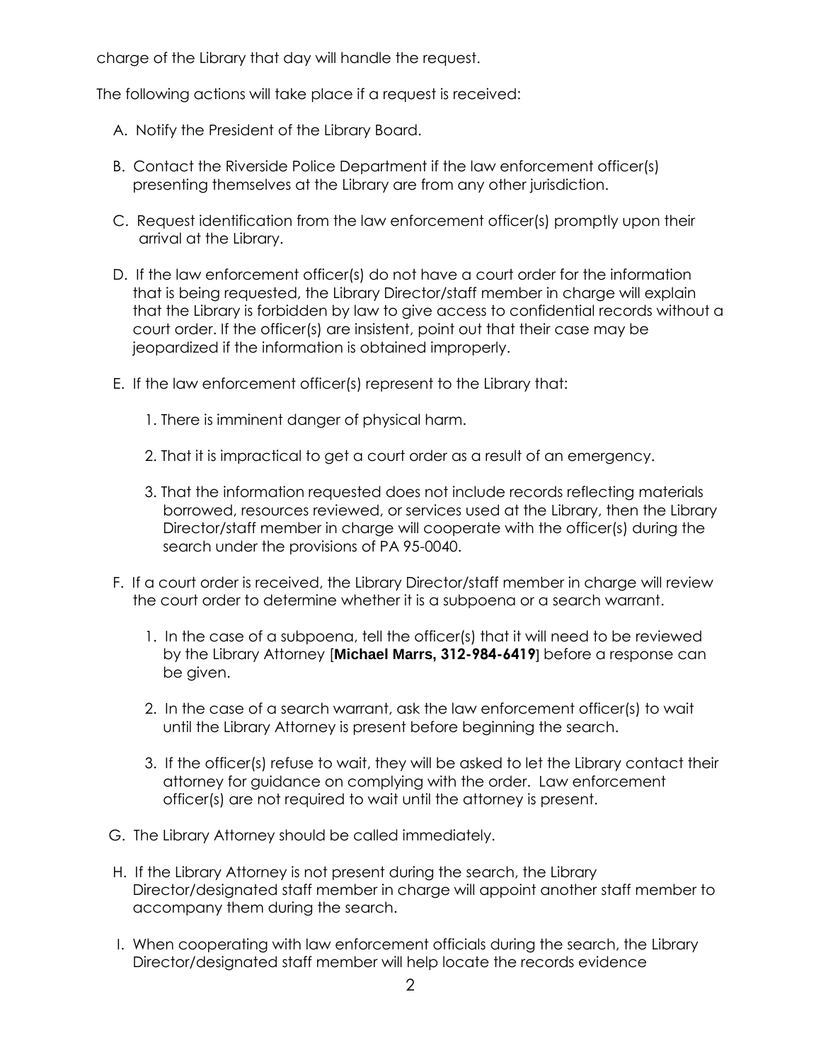charge of the Library that day will handle the request.

The following actions will take place if a request is received:

A. Notify the President of the Library Board.

B. Contact the Riverside Police Department if the law enforcement officer(s) presenting themselves at the Library are from any other jurisdiction.

C. Request identification from the law enforcement officer(s) promptly upon their arrival at the Library.

D. If the law enforcement officer(s) do not have a court order for the information that is being requested, the Library Director/staff member in charge will explain that the Library is forbidden by law to give access to confidential records without a court order. If the officer(s) are insistent, point out that their case may be jeopardized if the information is obtained improperly.

E. If the law enforcement officer(s) represent to the Library that:

   1. There is imminent danger of physical harm.

   2. That it is impractical to get a court order as a result of an emergency.

   3. That the information requested does not include records reflecting materials borrowed, resources reviewed, or services used at the Library, then the Library Director/staff member in charge will cooperate with the officer(s) during the search under the provisions of PA 95-0040.

F. If a court order is received, the Library Director/staff member in charge will review the court order to determine whether it is a subpoena or a search warrant.

   1. In the case of a subpoena, tell the officer(s) that it will need to be reviewed by the Library Attorney [**Michael Marrs, 312-984-6419**] before a response can be given.

   2. In the case of a search warrant, ask the law enforcement officer(s) to wait until the Library Attorney is present before beginning the search.

   3. If the officer(s) refuse to wait, they will be asked to let the Library contact their attorney for guidance on complying with the order. Law enforcement officer(s) are not required to wait until the attorney is present.

G. The Library Attorney should be called immediately.

H. If the Library Attorney is not present during the search, the Library Director/designated staff member in charge will appoint another staff member to accompany them during the search.

I. When cooperating with law enforcement officials during the search, the Library Director/designated staff member will help locate the records evidence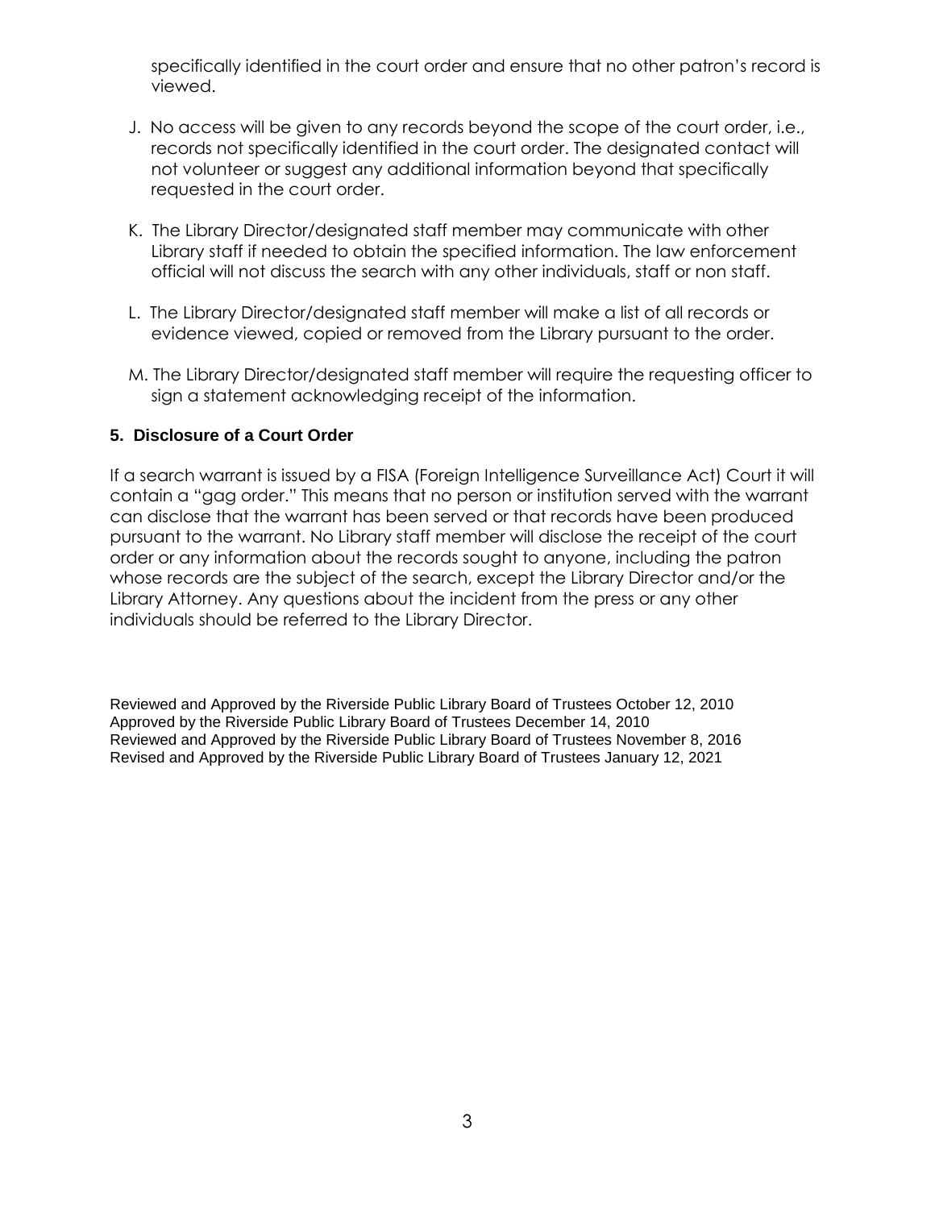specifically identified in the court order and ensure that no other patron's record is viewed.

J. No access will be given to any records beyond the scope of the court order, i.e., records not specifically identified in the court order. The designated contact will not volunteer or suggest any additional information beyond that specifically requested in the court order.

K. The Library Director/designated staff member may communicate with other Library staff if needed to obtain the specified information. The law enforcement official will not discuss the search with any other individuals, staff or non staff.

L. The Library Director/designated staff member will make a list of all records or evidence viewed, copied or removed from the Library pursuant to the order.

M. The Library Director/designated staff member will require the requesting officer to sign a statement acknowledging receipt of the information.

### 5. Disclosure of a Court Order

If a search warrant is issued by a FISA (Foreign Intelligence Surveillance Act) Court it will contain a "gag order." This means that no person or institution served with the warrant can disclose that the warrant has been served or that records have been produced pursuant to the warrant. No Library staff member will disclose the receipt of the court order or any information about the records sought to anyone, including the patron whose records are the subject of the search, except the Library Director and/or the Library Attorney. Any questions about the incident from the press or any other individuals should be referred to the Library Director.

Reviewed and Approved by the Riverside Public Library Board of Trustees October 12, 2010
Approved by the Riverside Public Library Board of Trustees December 14, 2010
Reviewed and Approved by the Riverside Public Library Board of Trustees November 8, 2016
Revised and Approved by the Riverside Public Library Board of Trustees January 12, 2021